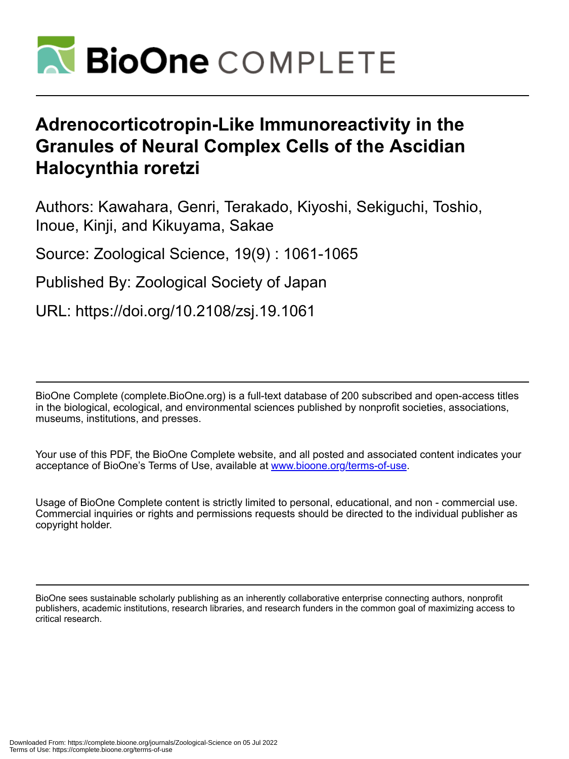# Adrenocorticotropin-Like Immunoreactivity in the Granules of Neural Complex Cells of the Ascidian Halocynthia roretzi

Authors: Kawahara, Genri, Terakado, Kiyoshi, Sekiguchi, Toshio, Inoue, Kinji, and Kikuyama, Sakae

Source: Zoological Science, 19(9) : 1061-1065

Published By: Zoological Society of Japan

URL: https://doi.org/10.2108/zsj.19.1061

BioOne Complete (complete.BioOne.org) is a full-text database of 200 subscribed and open-access titles in the biological, ecological, and environmental sciences published by nonprofit societies, associations, museums, institutions, and presses.

Your use of this PDF, the BioOne Complete website, and all posted and associated content indicates your acceptance of BioOne's Terms of Use, available at www.bioone.org/terms-of-use.

Usage of BioOne Complete content is strictly limited to personal, educational, and non - commercial use. Commercial inquiries or rights and permissions requests should be directed to the individual publisher as copyright holder.

BioOne sees sustainable scholarly publishing as an inherently collaborative enterprise connecting authors, nonprofit publishers, academic institutions, research libraries, and research funders in the common goal of maximizing access to critical research.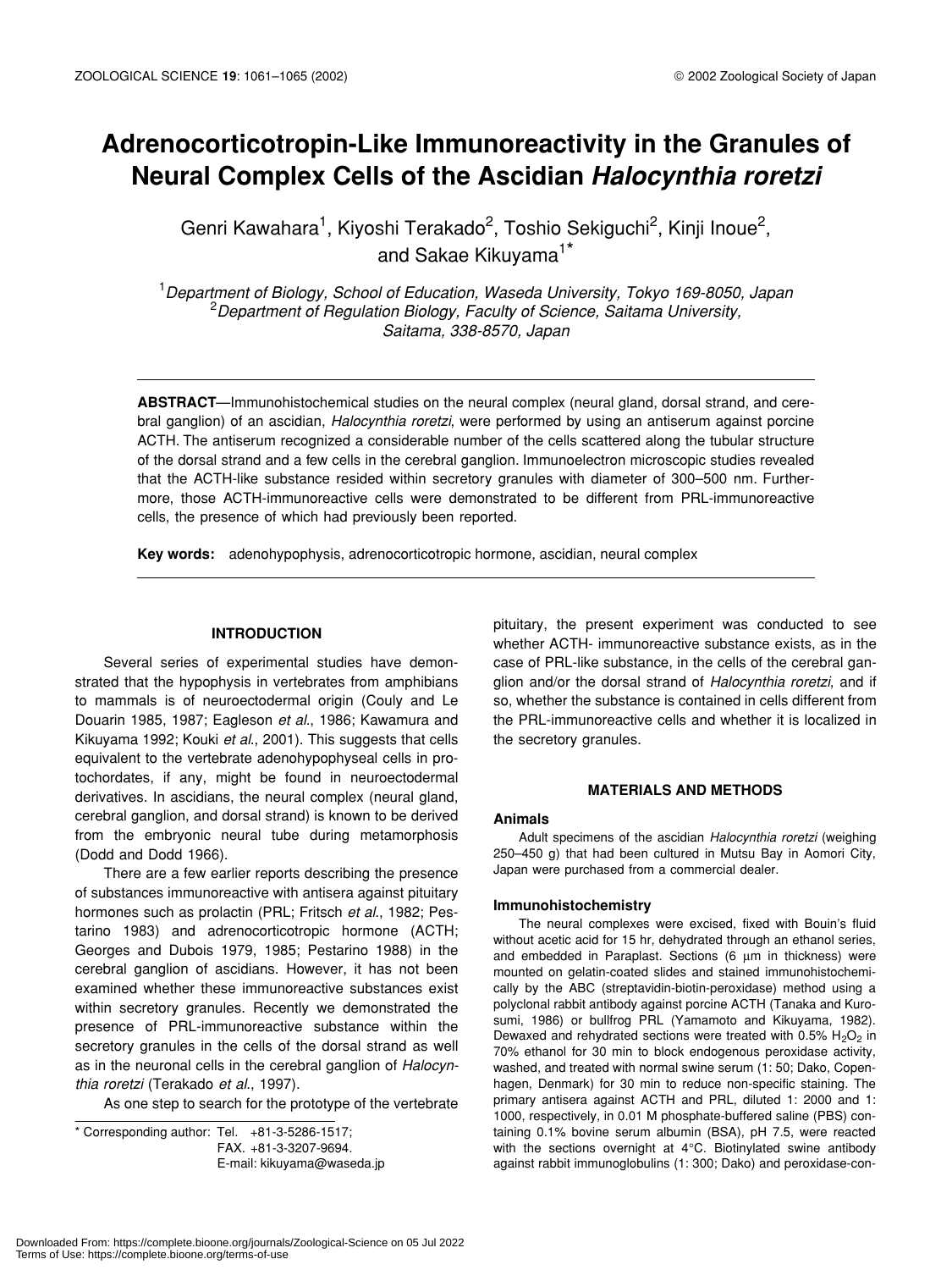# Adrenocorticotropin-Like Immunoreactivity in the Granules of Neural Complex Cells of the Ascidian *Halocynthia roretzi*

Genri Kawahara[1], Kiyoshi Terakado[2], Toshio Sekiguchi[2], Kinji Inoue[2], and Sakae Kikuyama[1]*

[1]*Department of Biology, School of Education, Waseda University, Tokyo 169-8050, Japan*
[2]*Department of Regulation Biology, Faculty of Science, Saitama University, Saitama, 338-8570, Japan*

**ABSTRACT**—Immunohistochemical studies on the neural complex (neural gland, dorsal strand, and cerebral ganglion) of an ascidian, *Halocynthia roretzi*, were performed by using an antiserum against porcine ACTH. The antiserum recognized a considerable number of the cells scattered along the tubular structure of the dorsal strand and a few cells in the cerebral ganglion. Immunoelectron microscopic studies revealed that the ACTH-like substance resided within secretory granules with diameter of 300–500 nm. Furthermore, those ACTH-immunoreactive cells were demonstrated to be different from PRL-immunoreactive cells, the presence of which had previously been reported.

**Key words:** adenohypophysis, adrenocorticotropic hormone, ascidian, neural complex

## INTRODUCTION

Several series of experimental studies have demonstrated that the hypophysis in vertebrates from amphibians to mammals is of neuroectodermal origin (Couly and Le Douarin 1985, 1987; Eagleson *et al.*, 1986; Kawamura and Kikuyama 1992; Kouki *et al.*, 2001). This suggests that cells equivalent to the vertebrate adenohypophyseal cells in protochordates, if any, might be found in neuroectodermal derivatives. In ascidians, the neural complex (neural gland, cerebral ganglion, and dorsal strand) is known to be derived from the embryonic neural tube during metamorphosis (Dodd and Dodd 1966).

There are a few earlier reports describing the presence of substances immunoreactive with antisera against pituitary hormones such as prolactin (PRL; Fritsch *et al.*, 1982; Pestarino 1983) and adrenocorticotropic hormone (ACTH; Georges and Dubois 1979, 1985; Pestarino 1988) in the cerebral ganglion of ascidians. However, it has not been examined whether these immunoreactive substances exist within secretory granules. Recently we demonstrated the presence of PRL-immunoreactive substance within the secretory granules in the cells of the dorsal strand as well as in the neuronal cells in the cerebral ganglion of *Halocynthia roretzi* (Terakado *et al.*, 1997).

As one step to search for the prototype of the vertebrate pituitary, the present experiment was conducted to see whether ACTH- immunoreactive substance exists, as in the case of PRL-like substance, in the cells of the cerebral ganglion and/or the dorsal strand of *Halocynthia roretzi*, and if so, whether the substance is contained in cells different from the PRL-immunoreactive cells and whether it is localized in the secretory granules.

\* Corresponding author: Tel. +81-3-5286-1517;
FAX. +81-3-3207-9694.
E-mail: kikuyama@waseda.jp

## MATERIALS AND METHODS

### Animals

Adult specimens of the ascidian *Halocynthia roretzi* (weighing 250–450 g) that had been cultured in Mutsu Bay in Aomori City, Japan were purchased from a commercial dealer.

### Immunohistochemistry

The neural complexes were excised, fixed with Bouin's fluid without acetic acid for 15 hr, dehydrated through an ethanol series, and embedded in Paraplast. Sections (6 µm in thickness) were mounted on gelatin-coated slides and stained immunohistochemically by the ABC (streptavidin-biotin-peroxidase) method using a polyclonal rabbit antibody against porcine ACTH (Tanaka and Kurosumi, 1986) or bullfrog PRL (Yamamoto and Kikuyama, 1982). Dewaxed and rehydrated sections were treated with 0.5% $H_2O_2$ in 70% ethanol for 30 min to block endogenous peroxidase activity, washed, and treated with normal swine serum (1: 50; Dako, Copenhagen, Denmark) for 30 min to reduce non-specific staining. The primary antisera against ACTH and PRL, diluted 1: 2000 and 1: 1000, respectively, in 0.01 M phosphate-buffered saline (PBS) containing 0.1% bovine serum albumin (BSA), pH 7.5, were reacted with the sections overnight at 4°C. Biotinylated swine antibody against rabbit immunoglobulins (1: 300; Dako) and peroxidase-con-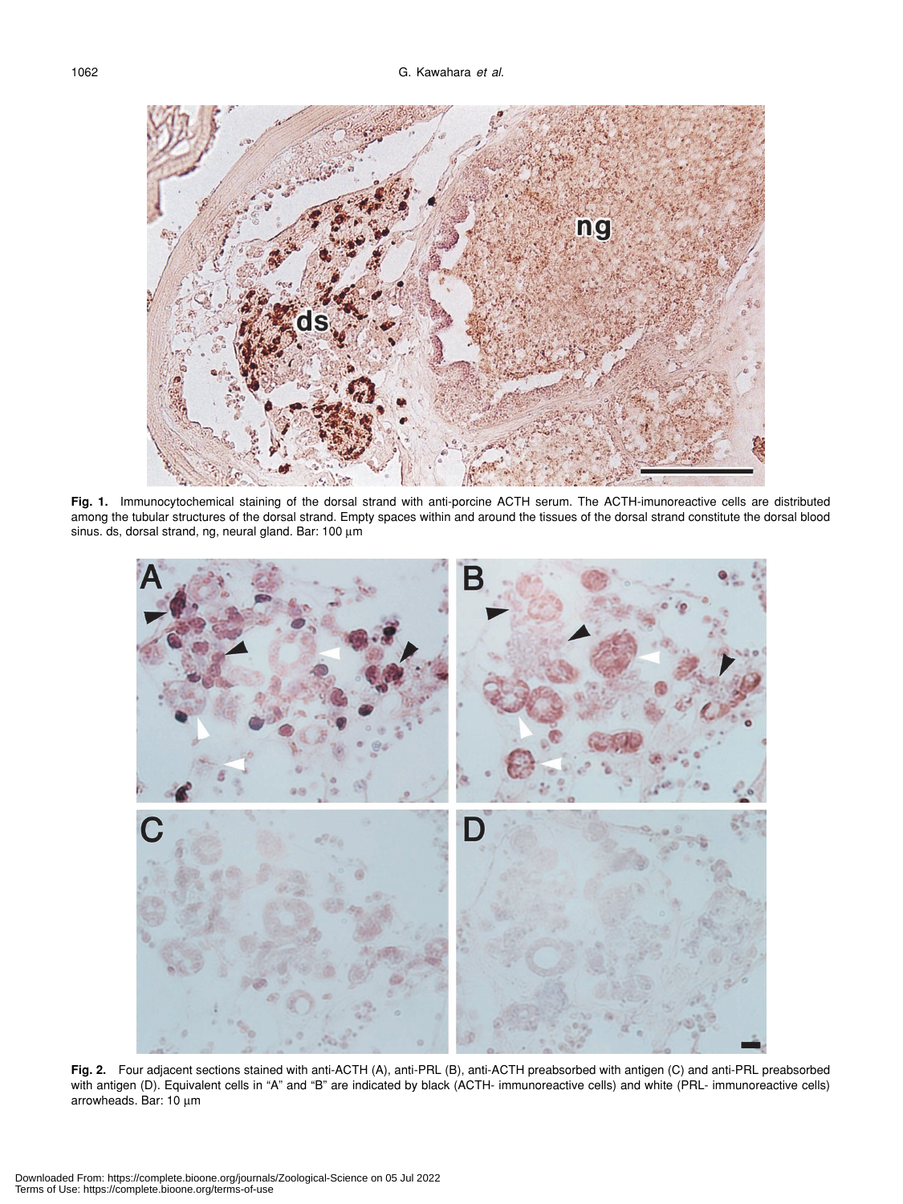**Fig. 1.** Immunocytochemical staining of the dorsal strand with anti-porcine ACTH serum. The ACTH-imunoreactive cells are distributed among the tubular structures of the dorsal strand. Empty spaces within and around the tissues of the dorsal strand constitute the dorsal blood sinus. ds, dorsal strand, ng, neural gland. Bar: 100 µm

**Fig. 2.** Four adjacent sections stained with anti-ACTH (A), anti-PRL (B), anti-ACTH preabsorbed with antigen (C) and anti-PRL preabsorbed with antigen (D). Equivalent cells in "A" and "B" are indicated by black (ACTH- immunoreactive cells) and white (PRL- immunoreactive cells) arrowheads. Bar: 10 µm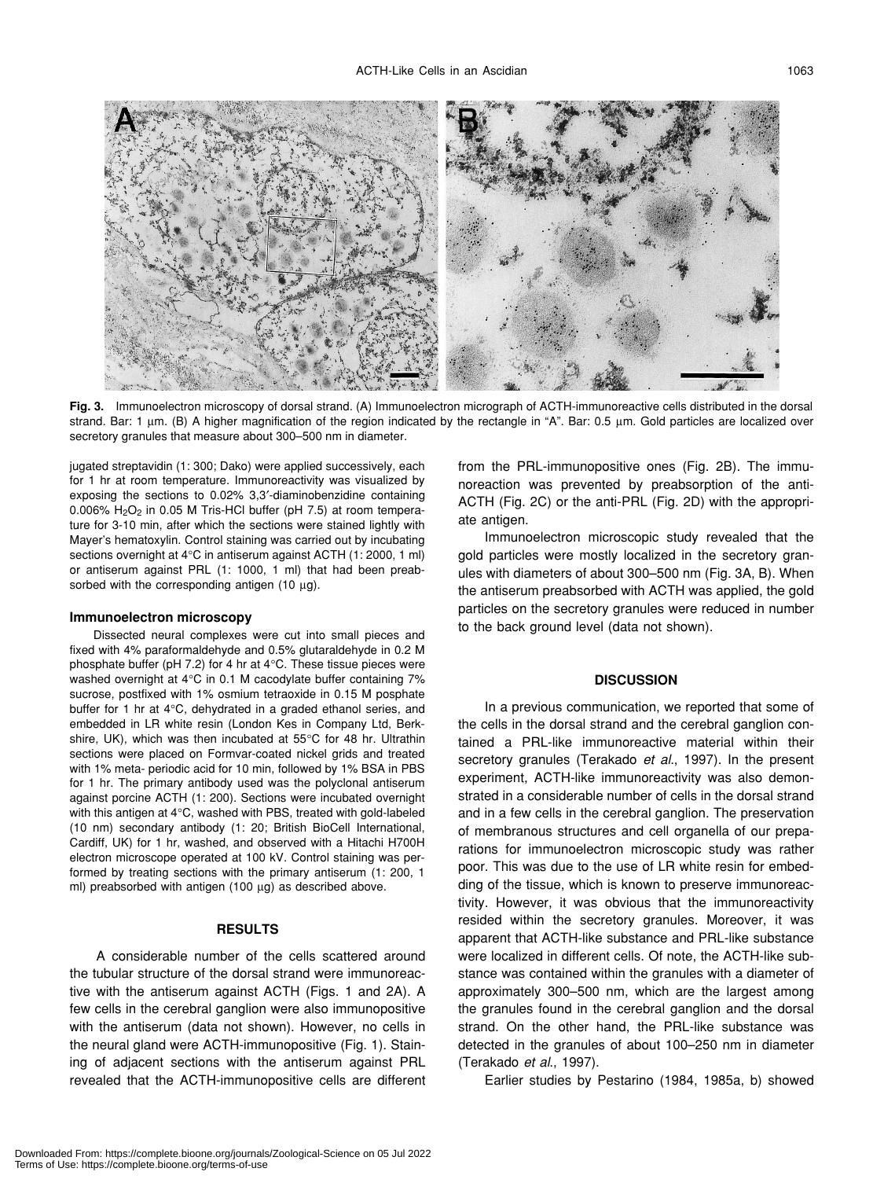**Fig. 3.** Immunoelectron microscopy of dorsal strand. (A) Immunoelectron micrograph of ACTH-immunoreactive cells distributed in the dorsal strand. Bar: 1 µm. (B) A higher magnification of the region indicated by the rectangle in "A". Bar: 0.5 µm. Gold particles are localized over secretory granules that measure about 300–500 nm in diameter.

jugated streptavidin (1: 300; Dako) were applied successively, each for 1 hr at room temperature. Immunoreactivity was visualized by exposing the sections to 0.02% 3,3′-diaminobenzidine containing 0.006% $H_2O_2$ in 0.05 M Tris-HCl buffer (pH 7.5) at room temperature for 3-10 min, after which the sections were stained lightly with Mayer's hematoxylin. Control staining was carried out by incubating sections overnight at 4°C in antiserum against ACTH (1: 2000, 1 ml) or antiserum against PRL (1: 1000, 1 ml) that had been preabsorbed with the corresponding antigen (10 µg).

### Immunoelectron microscopy

Dissected neural complexes were cut into small pieces and fixed with 4% paraformaldehyde and 0.5% glutaraldehyde in 0.2 M phosphate buffer (pH 7.2) for 4 hr at 4°C. These tissue pieces were washed overnight at 4°C in 0.1 M cacodylate buffer containing 7% sucrose, postfixed with 1% osmium tetraoxide in 0.15 M posphate buffer for 1 hr at 4°C, dehydrated in a graded ethanol series, and embedded in LR white resin (London Kes in Company Ltd, Berkshire, UK), which was then incubated at 55°C for 48 hr. Ultrathin sections were placed on Formvar-coated nickel grids and treated with 1% meta- periodic acid for 10 min, followed by 1% BSA in PBS for 1 hr. The primary antibody used was the polyclonal antiserum against porcine ACTH (1: 200). Sections were incubated overnight with this antigen at 4°C, washed with PBS, treated with gold-labeled (10 nm) secondary antibody (1: 20; British BioCell International, Cardiff, UK) for 1 hr, washed, and observed with a Hitachi H700H electron microscope operated at 100 kV. Control staining was performed by treating sections with the primary antiserum (1: 200, 1 ml) preabsorbed with antigen (100 µg) as described above.

## RESULTS

A considerable number of the cells scattered around the tubular structure of the dorsal strand were immunoreactive with the antiserum against ACTH (Figs. 1 and 2A). A few cells in the cerebral ganglion were also immunopositive with the antiserum (data not shown). However, no cells in the neural gland were ACTH-immunopositive (Fig. 1). Staining of adjacent sections with the antiserum against PRL revealed that the ACTH-immunopositive cells are different from the PRL-immunopositive ones (Fig. 2B). The immunoreaction was prevented by preabsorption of the anti-ACTH (Fig. 2C) or the anti-PRL (Fig. 2D) with the appropriate antigen.

Immunoelectron microscopic study revealed that the gold particles were mostly localized in the secretory granules with diameters of about 300–500 nm (Fig. 3A, B). When the antiserum preabsorbed with ACTH was applied, the gold particles on the secretory granules were reduced in number to the back ground level (data not shown).

## DISCUSSION

In a previous communication, we reported that some of the cells in the dorsal strand and the cerebral ganglion contained a PRL-like immunoreactive material within their secretory granules (Terakado *et al*., 1997). In the present experiment, ACTH-like immunoreactivity was also demonstrated in a considerable number of cells in the dorsal strand and in a few cells in the cerebral ganglion. The preservation of membranous structures and cell organella of our preparations for immunoelectron microscopic study was rather poor. This was due to the use of LR white resin for embedding of the tissue, which is known to preserve immunoreactivity. However, it was obvious that the immunoreactivity resided within the secretory granules. Moreover, it was apparent that ACTH-like substance and PRL-like substance were localized in different cells. Of note, the ACTH-like substance was contained within the granules with a diameter of approximately 300–500 nm, which are the largest among the granules found in the cerebral ganglion and the dorsal strand. On the other hand, the PRL-like substance was detected in the granules of about 100–250 nm in diameter (Terakado *et al*., 1997).

Earlier studies by Pestarino (1984, 1985a, b) showed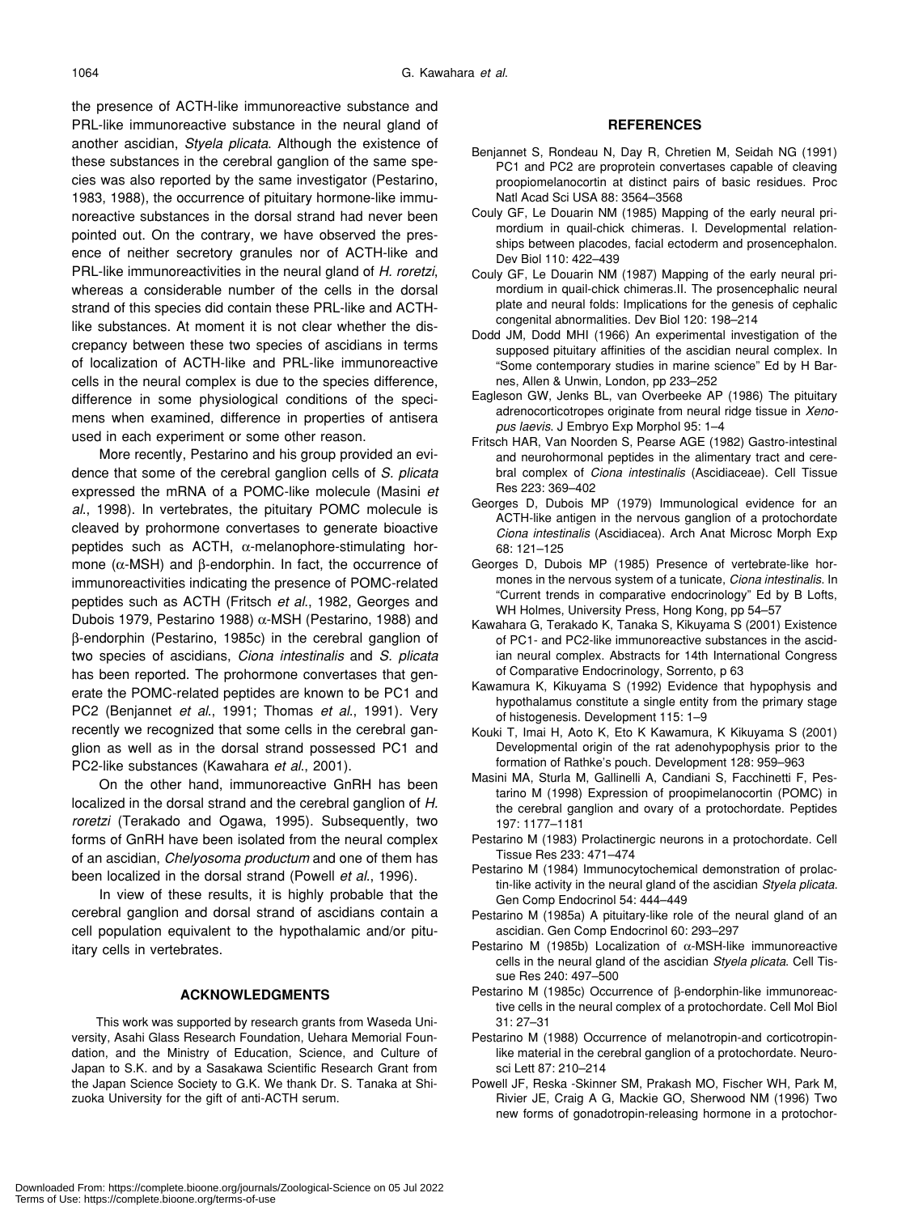the presence of ACTH-like immunoreactive substance and PRL-like immunoreactive substance in the neural gland of another ascidian, *Styela plicata*. Although the existence of these substances in the cerebral ganglion of the same species was also reported by the same investigator (Pestarino, 1983, 1988), the occurrence of pituitary hormone-like immunoreactive substances in the dorsal strand had never been pointed out. On the contrary, we have observed the presence of neither secretory granules nor of ACTH-like and PRL-like immunoreactivities in the neural gland of *H. roretzi*, whereas a considerable number of the cells in the dorsal strand of this species did contain these PRL-like and ACTH-like substances. At moment it is not clear whether the discrepancy between these two species of ascidians in terms of localization of ACTH-like and PRL-like immunoreactive cells in the neural complex is due to the species difference, difference in some physiological conditions of the specimens when examined, difference in properties of antisera used in each experiment or some other reason.

More recently, Pestarino and his group provided an evidence that some of the cerebral ganglion cells of *S. plicata* expressed the mRNA of a POMC-like molecule (Masini *et al.*, 1998). In vertebrates, the pituitary POMC molecule is cleaved by prohormone convertases to generate bioactive peptides such as ACTH, α-melanophore-stimulating hormone (α-MSH) and β-endorphin. In fact, the occurrence of immunoreactivities indicating the presence of POMC-related peptides such as ACTH (Fritsch *et al.*, 1982, Georges and Dubois 1979, Pestarino 1988) α-MSH (Pestarino, 1988) and β-endorphin (Pestarino, 1985c) in the cerebral ganglion of two species of ascidians, *Ciona intestinalis* and *S. plicata* has been reported. The prohormone convertases that generate the POMC-related peptides are known to be PC1 and PC2 (Benjannet *et al.*, 1991; Thomas *et al.*, 1991). Very recently we recognized that some cells in the cerebral ganglion as well as in the dorsal strand possessed PC1 and PC2-like substances (Kawahara *et al.*, 2001).

On the other hand, immunoreactive GnRH has been localized in the dorsal strand and the cerebral ganglion of *H. roretzi* (Terakado and Ogawa, 1995). Subsequently, two forms of GnRH have been isolated from the neural complex of an ascidian, *Chelyosoma productum* and one of them has been localized in the dorsal strand (Powell *et al.*, 1996).

In view of these results, it is highly probable that the cerebral ganglion and dorsal strand of ascidians contain a cell population equivalent to the hypothalamic and/or pituitary cells in vertebrates.

## ACKNOWLEDGMENTS

This work was supported by research grants from Waseda University, Asahi Glass Research Foundation, Uehara Memorial Foundation, and the Ministry of Education, Science, and Culture of Japan to S.K. and by a Sasakawa Scientific Research Grant from the Japan Science Society to G.K. We thank Dr. S. Tanaka at Shizuoka University for the gift of anti-ACTH serum.

## REFERENCES

Benjannet S, Rondeau N, Day R, Chretien M, Seidah NG (1991) PC1 and PC2 are proprotein convertases capable of cleaving proopiomelanocortin at distinct pairs of basic residues. Proc Natl Acad Sci USA 88: 3564–3568

Couly GF, Le Douarin NM (1985) Mapping of the early neural primordium in quail-chick chimeras. I. Developmental relationships between placodes, facial ectoderm and prosencephalon. Dev Biol 110: 422–439

Couly GF, Le Douarin NM (1987) Mapping of the early neural primordium in quail-chick chimeras.II. The prosencephalic neural plate and neural folds: Implications for the genesis of cephalic congenital abnormalities. Dev Biol 120: 198–214

Dodd JM, Dodd MHI (1966) An experimental investigation of the supposed pituitary affinities of the ascidian neural complex. In "Some contemporary studies in marine science" Ed by H Barnes, Allen & Unwin, London, pp 233–252

Eagleson GW, Jenks BL, van Overbeeke AP (1986) The pituitary adrenocorticotropes originate from neural ridge tissue in *Xenopus laevis*. J Embryo Exp Morphol 95: 1–4

Fritsch HAR, Van Noorden S, Pearse AGE (1982) Gastro-intestinal and neurohormonal peptides in the alimentary tract and cerebral complex of *Ciona intestinalis* (Ascidiaceae). Cell Tissue Res 223: 369–402

Georges D, Dubois MP (1979) Immunological evidence for an ACTH-like antigen in the nervous ganglion of a protochordate *Ciona intestinalis* (Ascidiacea). Arch Anat Microsc Morph Exp 68: 121–125

Georges D, Dubois MP (1985) Presence of vertebrate-like hormones in the nervous system of a tunicate, *Ciona intestinalis*. In "Current trends in comparative endocrinology" Ed by B Lofts, WH Holmes, University Press, Hong Kong, pp 54–57

Kawahara G, Terakado K, Tanaka S, Kikuyama S (2001) Existence of PC1- and PC2-like immunoreactive substances in the ascidian neural complex. Abstracts for 14th International Congress of Comparative Endocrinology, Sorrento, p 63

Kawamura K, Kikuyama S (1992) Evidence that hypophysis and hypothalamus constitute a single entity from the primary stage of histogenesis. Development 115: 1–9

Kouki T, Imai H, Aoto K, Eto K Kawamura, K Kikuyama S (2001) Developmental origin of the rat adenohypophysis prior to the formation of Rathke's pouch. Development 128: 959–963

Masini MA, Sturla M, Gallinelli A, Candiani S, Facchinetti F, Pestarino M (1998) Expression of proopimelanocortin (POMC) in the cerebral ganglion and ovary of a protochordate. Peptides 197: 1177–1181

Pestarino M (1983) Prolactinergic neurons in a protochordate. Cell Tissue Res 233: 471–474

Pestarino M (1984) Immunocytochemical demonstration of prolactin-like activity in the neural gland of the ascidian *Styela plicata*. Gen Comp Endocrinol 54: 444–449

Pestarino M (1985a) A pituitary-like role of the neural gland of an ascidian. Gen Comp Endocrinol 60: 293–297

Pestarino M (1985b) Localization of α-MSH-like immunoreactive cells in the neural gland of the ascidian *Styela plicata*. Cell Tissue Res 240: 497–500

Pestarino M (1985c) Occurrence of β-endorphin-like immunoreactive cells in the neural complex of a protochordate. Cell Mol Biol 31: 27–31

Pestarino M (1988) Occurrence of melanotropin-and corticotropin-like material in the cerebral ganglion of a protochordate. Neurosci Lett 87: 210–214

Powell JF, Reska -Skinner SM, Prakash MO, Fischer WH, Park M, Rivier JE, Craig A G, Mackie GO, Sherwood NM (1996) Two new forms of gonadotropin-releasing hormone in a protochor-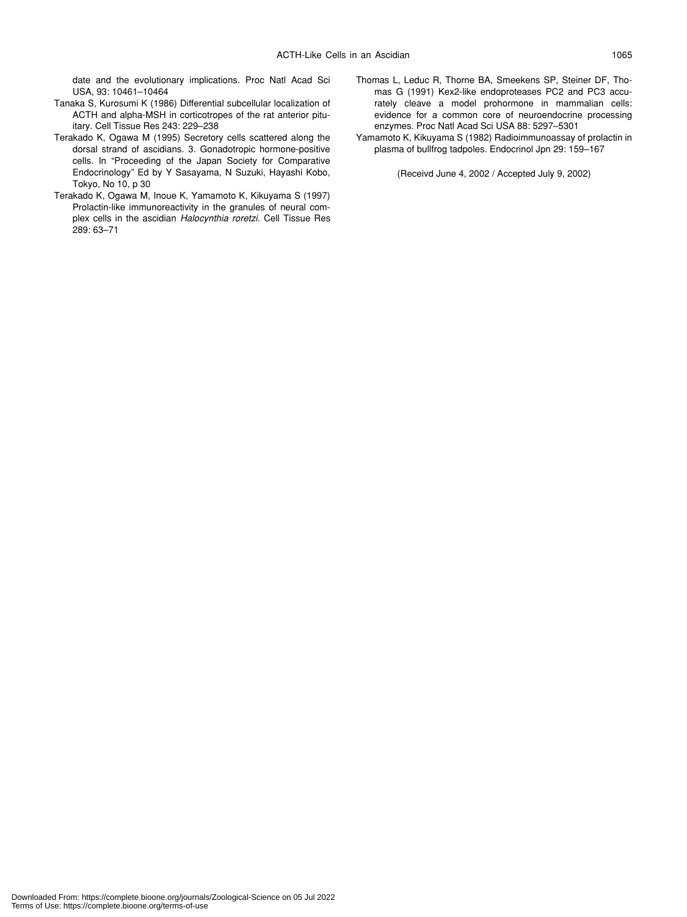date and the evolutionary implications. Proc Natl Acad Sci USA, 93: 10461–10464

Tanaka S, Kurosumi K (1986) Differential subcellular localization of ACTH and alpha-MSH in corticotropes of the rat anterior pituitary. Cell Tissue Res 243: 229–238

Terakado K, Ogawa M (1995) Secretory cells scattered along the dorsal strand of ascidians. 3. Gonadotropic hormone-positive cells. In "Proceeding of the Japan Society for Comparative Endocrinology" Ed by Y Sasayama, N Suzuki, Hayashi Kobo, Tokyo, No 10, p 30

Terakado K, Ogawa M, Inoue K, Yamamoto K, Kikuyama S (1997) Prolactin-like immunoreactivity in the granules of neural complex cells in the ascidian *Halocynthia roretzi*. Cell Tissue Res 289: 63–71

Thomas L, Leduc R, Thorne BA, Smeekens SP, Steiner DF, Thomas G (1991) Kex2-like endoproteases PC2 and PC3 accurately cleave a model prohormone in mammalian cells: evidence for a common core of neuroendocrine processing enzymes. Proc Natl Acad Sci USA 88: 5297–5301

Yamamoto K, Kikuyama S (1982) Radioimmunoassay of prolactin in plasma of bullfrog tadpoles. Endocrinol Jpn 29: 159–167

(Receivd June 4, 2002 / Accepted July 9, 2002)